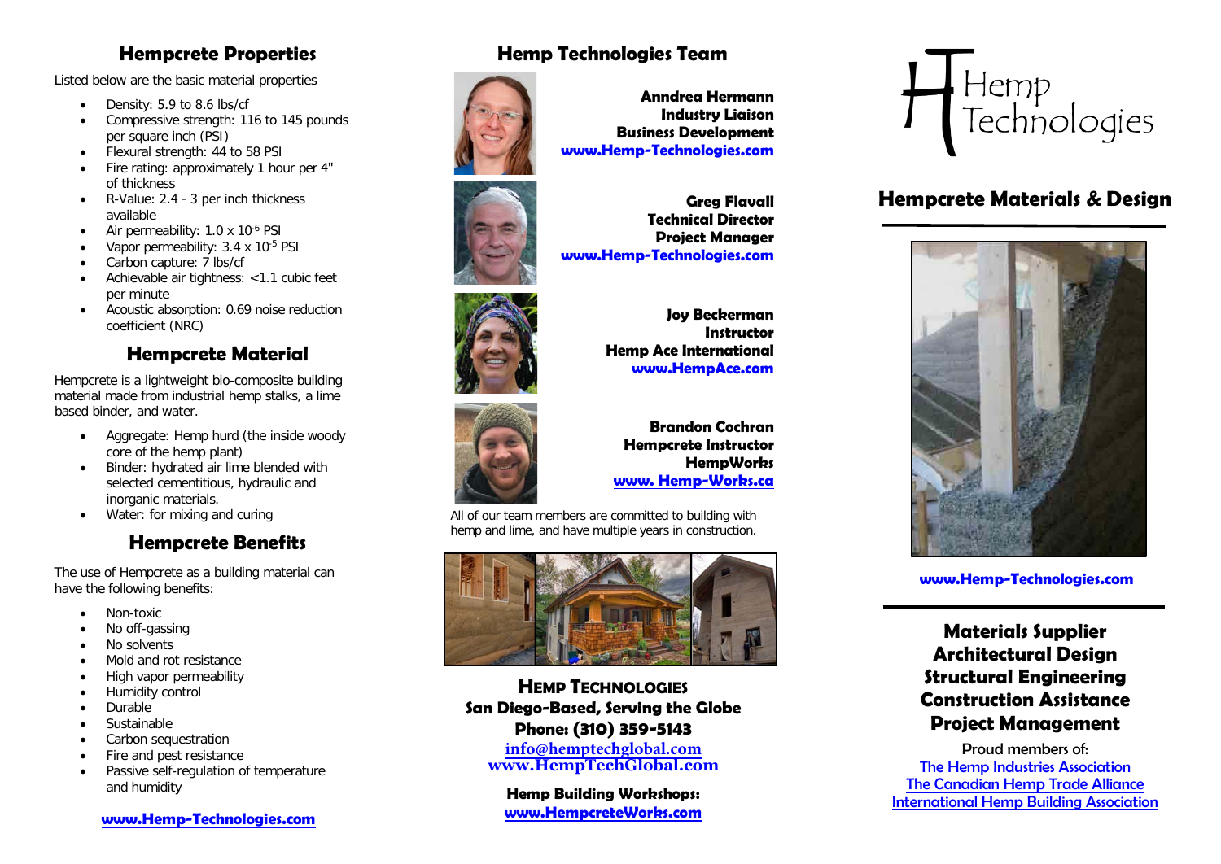## Hempcrete Properties

Listed below are the basic material properties

- Density: 5.9 to 8.6 lbs/cf
- Compressive strength: 116 to 145 pounds per square inch (PSI)
- Flexural strength: 44 to 58 PSI
- Fire rating: approximately 1 hour per 4" of thickness
- R-Value: 2.4 - 3 per inch thickness available
- Air permeability: $1.0 \times 10^{-6}$ PSI
- Vapor permeability: $3.4 \times 10^{-5}$ PSI
- Carbon capture: 7 lbs/cf
- Achievable air tightness: <1.1 cubic feet per minute
- Acoustic absorption: 0.69 noise reduction coefficient (NRC)

## Hempcrete Material

Hempcrete is a lightweight bio-composite building material made from industrial hemp stalks, a lime based binder, and water.

- Aggregate: Hemp hurd (the inside woody core of the hemp plant)
- Binder: hydrated air lime blended with selected cementitious, hydraulic and inorganic materials.
- Water: for mixing and curing

## Hempcrete Benefits

The use of Hempcrete as a building material can have the following benefits:

- Non-toxic
- No off-gassing
- No solvents
- Mold and rot resistance
- High vapor permeability
- Humidity control
- Durable
- Sustainable
- Carbon sequestration
- Fire and pest resistance
- Passive self-regulation of temperature and humidity

**www.Hemp-Technologies.com**

## Hemp Technologies Team

**Anndrea Hermann**
**Industry Liaison**
**Business Development**
**www.Hemp-Technologies.com**

**Greg Flavall**
**Technical Director**
**Project Manager**
**www.Hemp-Technologies.com**

**Joy Beckerman**
**Instructor**
**Hemp Ace International**
**www.HempAce.com**

**Brandon Cochran**
**Hempcrete Instructor**
**HempWorks**
**www. Hemp-Works.ca**

All of our team members are committed to building with hemp and lime, and have multiple years in construction.

**HEMP TECHNOLOGIES**
**San Diego-Based, Serving the Globe**
**Phone: (310) 359-5143**
**info@hemptechglobal.com**
**www.HempTechGlobal.com**

**Hemp Building Workshops:**
**www.HempcreteWorks.com**

# Hemp Technologies

## Hempcrete Materials & Design

**www.Hemp-Technologies.com**

**Materials Supplier**
**Architectural Design**
**Structural Engineering**
**Construction Assistance**
**Project Management**

Proud members of:
The Hemp Industries Association
The Canadian Hemp Trade Alliance
International Hemp Building Association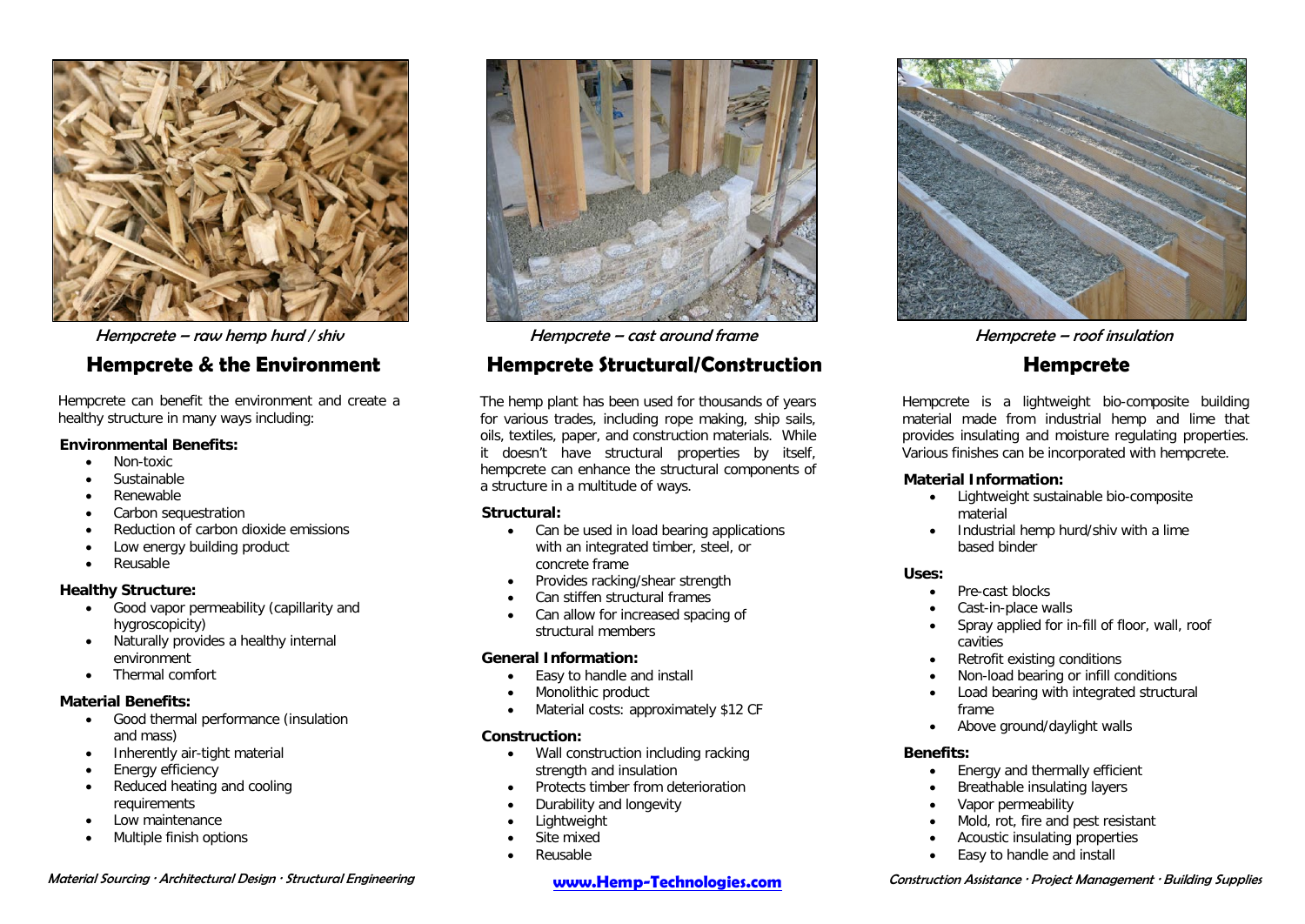*Hempcrete – raw hemp hurd / shiv*

## Hempcrete & the Environment

Hempcrete can benefit the environment and create a healthy structure in many ways including:

**Environmental Benefits:**

- Non-toxic
- Sustainable
- Renewable
- Carbon sequestration
- Reduction of carbon dioxide emissions
- Low energy building product
- Reusable

**Healthy Structure:**

- Good vapor permeability (capillarity and hygroscopicity)
- Naturally provides a healthy internal environment
- Thermal comfort

**Material Benefits:**

- Good thermal performance (insulation and mass)
- Inherently air-tight material
- Energy efficiency
- Reduced heating and cooling requirements
- Low maintenance
- Multiple finish options

*Hempcrete – cast around frame*

## Hempcrete Structural/Construction

The hemp plant has been used for thousands of years for various trades, including rope making, ship sails, oils, textiles, paper, and construction materials. While it doesn't have structural properties by itself, hempcrete can enhance the structural components of a structure in a multitude of ways.

**Structural:**

- Can be used in load bearing applications with an integrated timber, steel, or concrete frame
- Provides racking/shear strength
- Can stiffen structural frames
- Can allow for increased spacing of structural members

**General Information:**

- Easy to handle and install
- Monolithic product
- Material costs: approximately $12 CF

**Construction:**

- Wall construction including racking strength and insulation
- Protects timber from deterioration
- Durability and longevity
- Lightweight
- Site mixed
- Reusable

*Hempcrete – roof insulation*

## Hempcrete

Hempcrete is a lightweight bio-composite building material made from industrial hemp and lime that provides insulating and moisture regulating properties. Various finishes can be incorporated with hempcrete.

**Material Information:**

- Lightweight sustainable bio-composite material
- Industrial hemp hurd/shiv with a lime based binder

**Uses:**

- Pre-cast blocks
- Cast-in-place walls
- Spray applied for in-fill of floor, wall, roof cavities
- Retrofit existing conditions
- Non-load bearing or infill conditions
- Load bearing with integrated structural frame
- Above ground/daylight walls

**Benefits:**

- Energy and thermally efficient
- Breathable insulating layers
- Vapor permeability
- Mold, rot, fire and pest resistant
- Acoustic insulating properties
- Easy to handle and install

*Material Sourcing · Architectural Design · Structural Engineering*

**www.Hemp-Technologies.com**

*Construction Assistance · Project Management · Building Supplies*